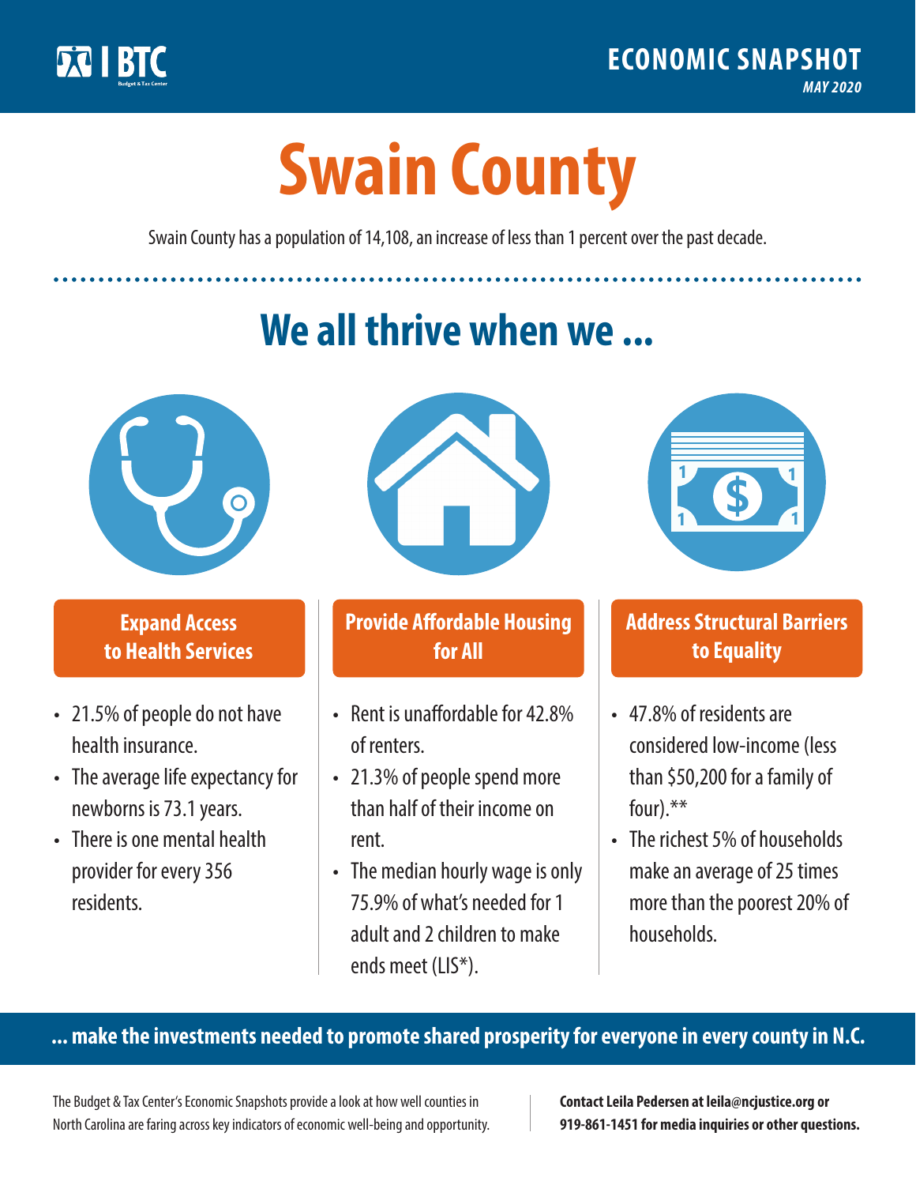ECONOMIC SNAPSHOT

*MAY 2020*

# Swain County

Swain County has a population of 14,108, an increase of less than 1 percent over the past decade.

## We all thrive when we ...

### Expand Access to Health Services

- 21.5% of people do not have health insurance.
- The average life expectancy for newborns is 73.1 years.
- There is one mental health provider for every 356 residents.

### Provide Affordable Housing for All

- Rent is unaffordable for 42.8% of renters.
- 21.3% of people spend more than half of their income on rent.
- The median hourly wage is only 75.9% of what's needed for 1 adult and 2 children to make ends meet (LIS*).

### Address Structural Barriers to Equality

- 47.8% of residents are considered low-income (less than $50,200 for a family of four).**
- The richest 5% of households make an average of 25 times more than the poorest 20% of households.

**... make the investments needed to promote shared prosperity for everyone in every county in N.C.**

The Budget & Tax Center's Economic Snapshots provide a look at how well counties in North Carolina are faring across key indicators of economic well-being and opportunity.

**Contact Leila Pedersen at leila@ncjustice.org or 919-861-1451 for media inquiries or other questions.**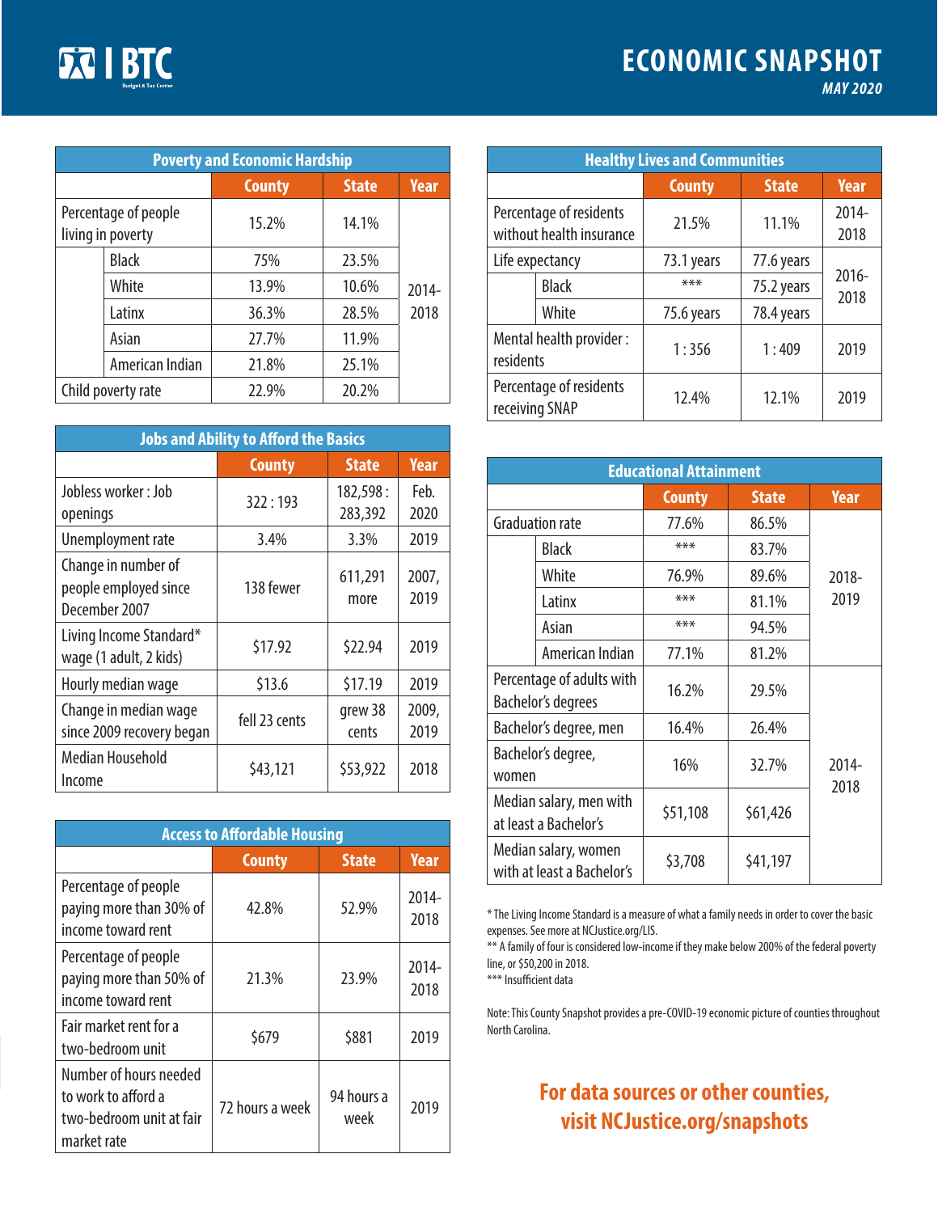# ECONOMIC SNAPSHOT

*MAY 2020*

| Poverty and Economic Hardship | | County | State | Year |
|---|---|---|---|---|
| Percentage of people living in poverty | | 15.2% | 14.1% | 2014-2018 |
| | Black | 75% | 23.5% | |
| | White | 13.9% | 10.6% | |
| | Latinx | 36.3% | 28.5% | |
| | Asian | 27.7% | 11.9% | |
| | American Indian | 21.8% | 25.1% | |
| Child poverty rate | | 22.9% | 20.2% | |

| Jobs and Ability to Afford the Basics | County | State | Year |
|---|---|---|---|
| Jobless worker : Job openings | 322 : 193 | 182,598 : 283,392 | Feb. 2020 |
| Unemployment rate | 3.4% | 3.3% | 2019 |
| Change in number of people employed since December 2007 | 138 fewer | 611,291 more | 2007, 2019 |
| Living Income Standard* wage (1 adult, 2 kids) | $17.92 | $22.94 | 2019 |
| Hourly median wage | $13.6 | $17.19 | 2019 |
| Change in median wage since 2009 recovery began | fell 23 cents | grew 38 cents | 2009, 2019 |
| Median Household Income | $43,121 | $53,922 | 2018 |

| Access to Affordable Housing | County | State | Year |
|---|---|---|---|
| Percentage of people paying more than 30% of income toward rent | 42.8% | 52.9% | 2014-2018 |
| Percentage of people paying more than 50% of income toward rent | 21.3% | 23.9% | 2014-2018 |
| Fair market rent for a two-bedroom unit | $679 | $881 | 2019 |
| Number of hours needed to work to afford a two-bedroom unit at fair market rate | 72 hours a week | 94 hours a week | 2019 |

| Healthy Lives and Communities | | County | State | Year |
|---|---|---|---|---|
| Percentage of residents without health insurance | | 21.5% | 11.1% | 2014-2018 |
| Life expectancy | | 73.1 years | 77.6 years | 2016-2018 |
| | Black | *** | 75.2 years | |
| | White | 75.6 years | 78.4 years | |
| Mental health provider : residents | | 1 : 356 | 1 : 409 | 2019 |
| Percentage of residents receiving SNAP | | 12.4% | 12.1% | 2019 |

| Educational Attainment | | County | State | Year |
|---|---|---|---|---|
| Graduation rate | | 77.6% | 86.5% | 2018-2019 |
| | Black | *** | 83.7% | |
| | White | 76.9% | 89.6% | |
| | Latinx | *** | 81.1% | |
| | Asian | *** | 94.5% | |
| | American Indian | 77.1% | 81.2% | |
| Percentage of adults with Bachelor's degrees | | 16.2% | 29.5% | 2014-2018 |
| Bachelor's degree, men | | 16.4% | 26.4% | |
| Bachelor's degree, women | | 16% | 32.7% | |
| Median salary, men with at least a Bachelor's | | $51,108 | $61,426 | |
| Median salary, women with at least a Bachelor's | | $3,708 | $41,197 | |

* The Living Income Standard is a measure of what a family needs in order to cover the basic expenses. See more at NCJustice.org/LIS.

** A family of four is considered low-income if they make below 200% of the federal poverty line, or $50,200 in 2018.

*** Insufficient data

Note: This County Snapshot provides a pre-COVID-19 economic picture of counties throughout North Carolina.

**For data sources or other counties, visit NCJustice.org/snapshots**